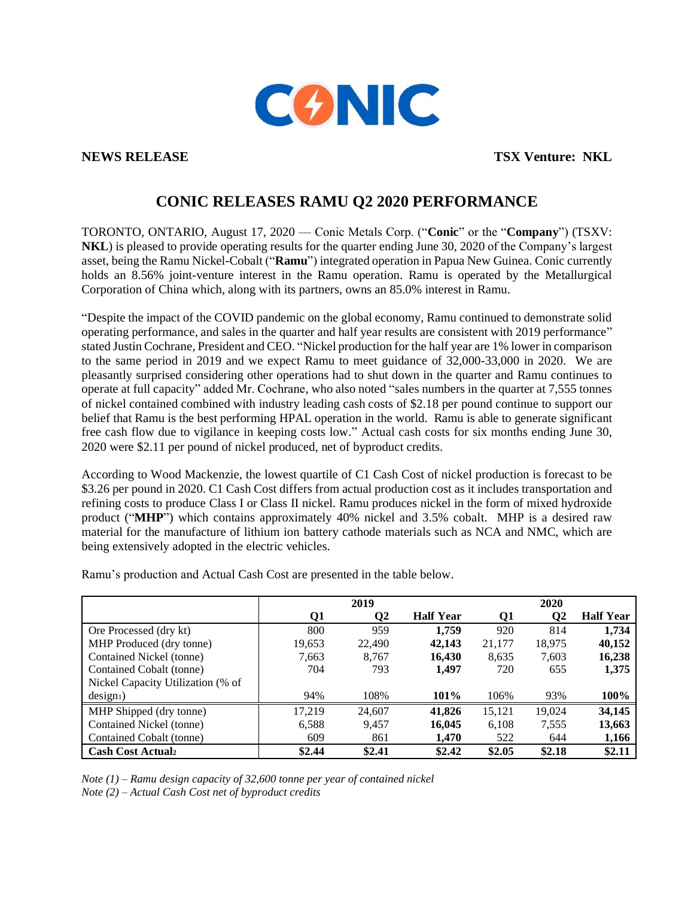**NEWS RELEASE** **TSX Venture: NKL**

# CONIC RELEASES RAMU Q2 2020 PERFORMANCE

TORONTO, ONTARIO, August 17, 2020 — Conic Metals Corp. ("**Conic**" or the "**Company**") (TSXV: **NKL**) is pleased to provide operating results for the quarter ending June 30, 2020 of the Company's largest asset, being the Ramu Nickel-Cobalt ("**Ramu**") integrated operation in Papua New Guinea. Conic currently holds an 8.56% joint-venture interest in the Ramu operation. Ramu is operated by the Metallurgical Corporation of China which, along with its partners, owns an 85.0% interest in Ramu.

"Despite the impact of the COVID pandemic on the global economy, Ramu continued to demonstrate solid operating performance, and sales in the quarter and half year results are consistent with 2019 performance" stated Justin Cochrane, President and CEO. "Nickel production for the half year are 1% lower in comparison to the same period in 2019 and we expect Ramu to meet guidance of 32,000-33,000 in 2020. We are pleasantly surprised considering other operations had to shut down in the quarter and Ramu continues to operate at full capacity" added Mr. Cochrane, who also noted "sales numbers in the quarter at 7,555 tonnes of nickel contained combined with industry leading cash costs of $2.18 per pound continue to support our belief that Ramu is the best performing HPAL operation in the world. Ramu is able to generate significant free cash flow due to vigilance in keeping costs low." Actual cash costs for six months ending June 30, 2020 were $2.11 per pound of nickel produced, net of byproduct credits.

According to Wood Mackenzie, the lowest quartile of C1 Cash Cost of nickel production is forecast to be $3.26 per pound in 2020. C1 Cash Cost differs from actual production cost as it includes transportation and refining costs to produce Class I or Class II nickel. Ramu produces nickel in the form of mixed hydroxide product ("**MHP**") which contains approximately 40% nickel and 3.5% cobalt. MHP is a desired raw material for the manufacture of lithium ion battery cathode materials such as NCA and NMC, which are being extensively adopted in the electric vehicles.

Ramu's production and Actual Cash Cost are presented in the table below.

| | 2019 | | | 2020 | | |
|---|---|---|---|---|---|---|
| | **Q1** | **Q2** | **Half Year** | **Q1** | **Q2** | **Half Year** |
| Ore Processed (dry kt) | 800 | 959 | **1,759** | 920 | 814 | **1,734** |
| MHP Produced (dry tonne) | 19,653 | 22,490 | **42,143** | 21,177 | 18,975 | **40,152** |
| Contained Nickel (tonne) | 7,663 | 8,767 | **16,430** | 8,635 | 7,603 | **16,238** |
| Contained Cobalt (tonne) | 704 | 793 | **1,497** | 720 | 655 | **1,375** |
| Nickel Capacity Utilization (% of design[1]) | 94% | 108% | **101%** | 106% | 93% | **100%** |
| MHP Shipped (dry tonne) | 17,219 | 24,607 | **41,826** | 15,121 | 19,024 | **34,145** |
| Contained Nickel (tonne) | 6,588 | 9,457 | **16,045** | 6,108 | 7,555 | **13,663** |
| Contained Cobalt (tonne) | 609 | 861 | **1,470** | 522 | 644 | **1,166** |
| **Cash Cost Actual[2]** | **$2.44** | **$2.41** | **$2.42** | **$2.05** | **$2.18** | **$2.11** |

*Note (1) – Ramu design capacity of 32,600 tonne per year of contained nickel*

*Note (2) – Actual Cash Cost net of byproduct credits*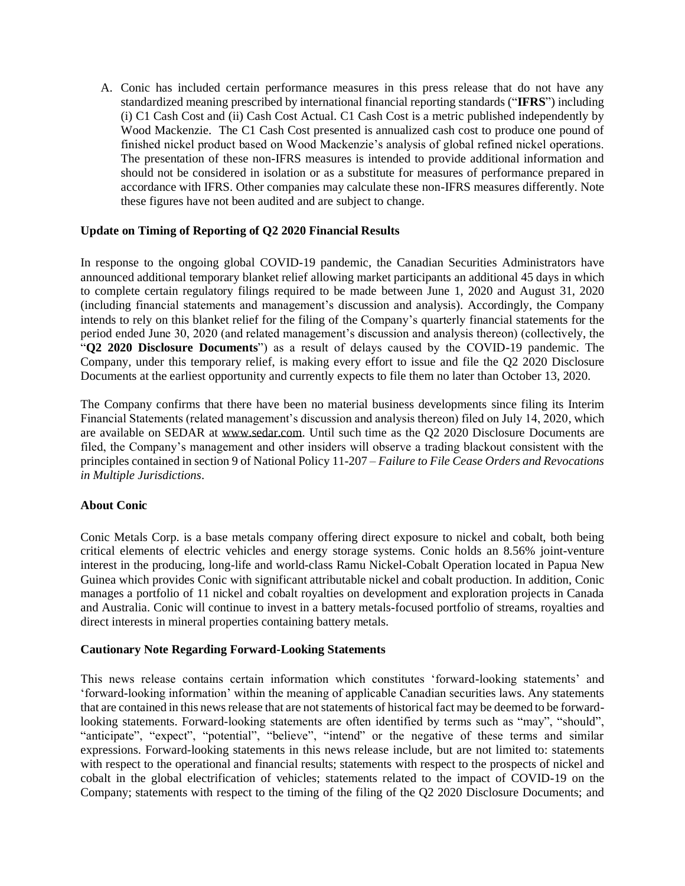A. Conic has included certain performance measures in this press release that do not have any standardized meaning prescribed by international financial reporting standards ("**IFRS**") including (i) C1 Cash Cost and (ii) Cash Cost Actual. C1 Cash Cost is a metric published independently by Wood Mackenzie. The C1 Cash Cost presented is annualized cash cost to produce one pound of finished nickel product based on Wood Mackenzie's analysis of global refined nickel operations. The presentation of these non-IFRS measures is intended to provide additional information and should not be considered in isolation or as a substitute for measures of performance prepared in accordance with IFRS. Other companies may calculate these non-IFRS measures differently. Note these figures have not been audited and are subject to change.

**Update on Timing of Reporting of Q2 2020 Financial Results**

In response to the ongoing global COVID-19 pandemic, the Canadian Securities Administrators have announced additional temporary blanket relief allowing market participants an additional 45 days in which to complete certain regulatory filings required to be made between June 1, 2020 and August 31, 2020 (including financial statements and management's discussion and analysis). Accordingly, the Company intends to rely on this blanket relief for the filing of the Company's quarterly financial statements for the period ended June 30, 2020 (and related management's discussion and analysis thereon) (collectively, the "**Q2 2020 Disclosure Documents**") as a result of delays caused by the COVID-19 pandemic. The Company, under this temporary relief, is making every effort to issue and file the Q2 2020 Disclosure Documents at the earliest opportunity and currently expects to file them no later than October 13, 2020.

The Company confirms that there have been no material business developments since filing its Interim Financial Statements (related management's discussion and analysis thereon) filed on July 14, 2020, which are available on SEDAR at www.sedar.com. Until such time as the Q2 2020 Disclosure Documents are filed, the Company's management and other insiders will observe a trading blackout consistent with the principles contained in section 9 of National Policy 11-207 – *Failure to File Cease Orders and Revocations in Multiple Jurisdictions*.

**About Conic**

Conic Metals Corp. is a base metals company offering direct exposure to nickel and cobalt, both being critical elements of electric vehicles and energy storage systems. Conic holds an 8.56% joint-venture interest in the producing, long-life and world-class Ramu Nickel-Cobalt Operation located in Papua New Guinea which provides Conic with significant attributable nickel and cobalt production. In addition, Conic manages a portfolio of 11 nickel and cobalt royalties on development and exploration projects in Canada and Australia. Conic will continue to invest in a battery metals-focused portfolio of streams, royalties and direct interests in mineral properties containing battery metals.

**Cautionary Note Regarding Forward-Looking Statements**

This news release contains certain information which constitutes 'forward-looking statements' and 'forward-looking information' within the meaning of applicable Canadian securities laws. Any statements that are contained in this news release that are not statements of historical fact may be deemed to be forward-looking statements. Forward-looking statements are often identified by terms such as "may", "should", "anticipate", "expect", "potential", "believe", "intend" or the negative of these terms and similar expressions. Forward-looking statements in this news release include, but are not limited to: statements with respect to the operational and financial results; statements with respect to the prospects of nickel and cobalt in the global electrification of vehicles; statements related to the impact of COVID-19 on the Company; statements with respect to the timing of the filing of the Q2 2020 Disclosure Documents; and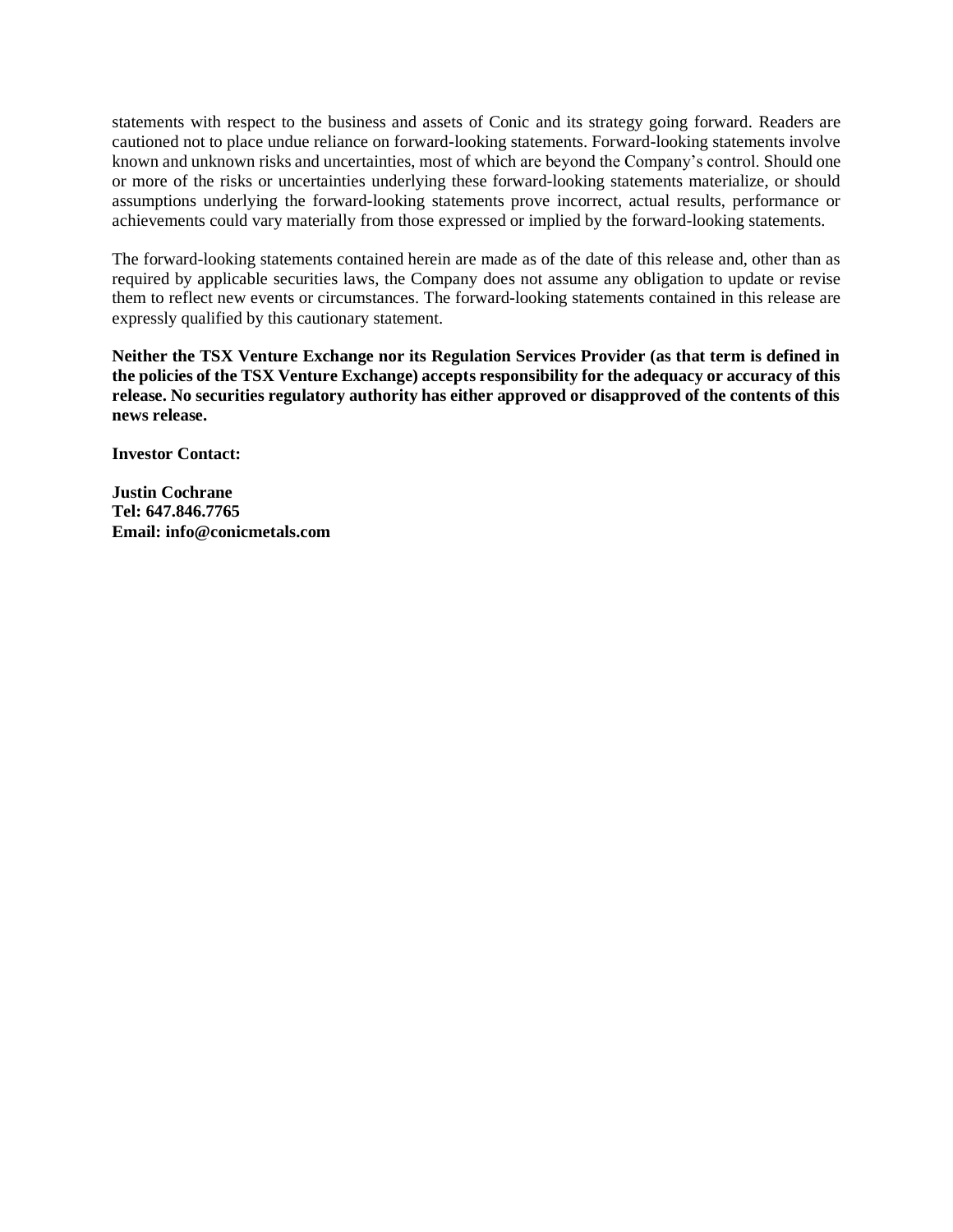statements with respect to the business and assets of Conic and its strategy going forward. Readers are cautioned not to place undue reliance on forward-looking statements. Forward-looking statements involve known and unknown risks and uncertainties, most of which are beyond the Company's control. Should one or more of the risks or uncertainties underlying these forward-looking statements materialize, or should assumptions underlying the forward-looking statements prove incorrect, actual results, performance or achievements could vary materially from those expressed or implied by the forward-looking statements.

The forward-looking statements contained herein are made as of the date of this release and, other than as required by applicable securities laws, the Company does not assume any obligation to update or revise them to reflect new events or circumstances. The forward-looking statements contained in this release are expressly qualified by this cautionary statement.

**Neither the TSX Venture Exchange nor its Regulation Services Provider (as that term is defined in the policies of the TSX Venture Exchange) accepts responsibility for the adequacy or accuracy of this release. No securities regulatory authority has either approved or disapproved of the contents of this news release.**

**Investor Contact:**

**Justin Cochrane**
**Tel: 647.846.7765**
**Email: info@conicmetals.com**